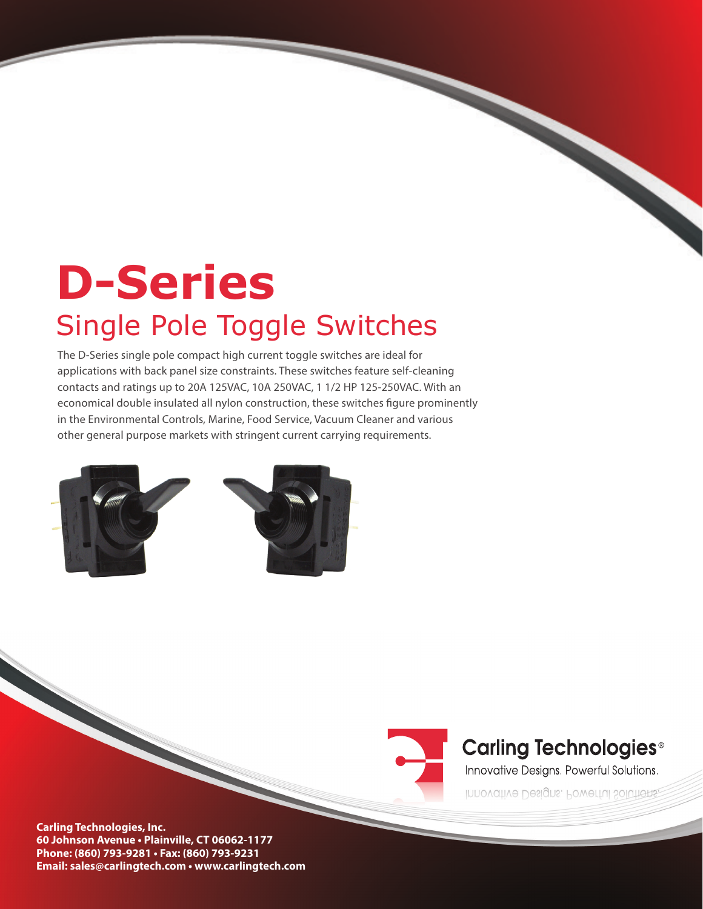# D-Series

## Single Pole Toggle Switches

The D-Series single pole compact high current toggle switches are ideal for applications with back panel size constraints. These switches feature self-cleaning contacts and ratings up to 20A 125VAC, 10A 250VAC, 1 1/2 HP 125-250VAC. With an economical double insulated all nylon construction, these switches figure prominently in the Environmental Controls, Marine, Food Service, Vacuum Cleaner and various other general purpose markets with stringent current carrying requirements.

Carling Technologies®
Innovative Designs. Powerful Solutions.

**Carling Technologies, Inc.**
**60 Johnson Avenue • Plainville, CT 06062-1177**
**Phone: (860) 793-9281 • Fax: (860) 793-9231**
**Email: sales@carlingtech.com • www.carlingtech.com**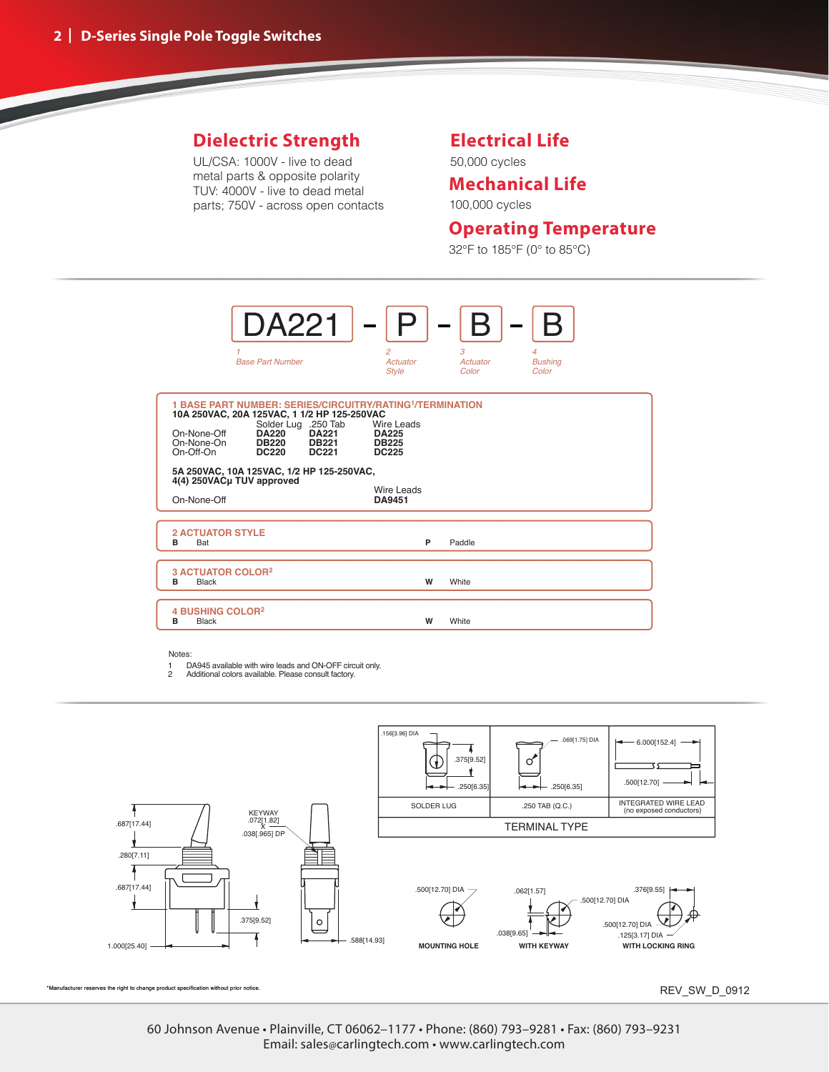## Dielectric Strength

UL/CSA: 1000V - live to dead metal parts & opposite polarity
TUV: 4000V - live to dead metal parts; 750V - across open contacts

## Electrical Life

50,000 cycles

## Mechanical Life

100,000 cycles

## Operating Temperature

32°F to 185°F (0° to 85°C)

DA221 – P – B – B

1 *Base Part Number*
2 *Actuator Style*
3 *Actuator Color*
4 *Bushing Color*

### 1 BASE PART NUMBER: SERIES/CIRCUITRY/RATING[1]/TERMINATION

**10A 250VAC, 20A 125VAC, 1 1/2 HP 125-250VAC**

| | Solder Lug | .250 Tab | Wire Leads |
|---|---|---|---|
| On-None-Off | **DA220** | **DA221** | **DA225** |
| On-None-On | **DB220** | **DB221** | **DB225** |
| On-Off-On | **DC220** | **DC221** | **DC225** |

**5A 250VAC, 10A 125VAC, 1/2 HP 125-250VAC, 4(4) 250VACμ TUV approved**

| | Wire Leads |
|---|---|
| On-None-Off | **DA9451** |

### 2 ACTUATOR STYLE

| | | | |
|---|---|---|---|
| **B** | Bat | **P** | Paddle |

### 3 ACTUATOR COLOR[2]

| | | | |
|---|---|---|---|
| **B** | Black | **W** | White |

### 4 BUSHING COLOR[2]

| | | | |
|---|---|---|---|
| **B** | Black | **W** | White |

Notes:
1 DA945 available with wire leads and ON-OFF circuit only.
2 Additional colors available. Please consult factory.

.687[17.44]
.280[7.11]
.687[17.44]
1.000[25.40]
.375[9.52]
KEYWAY
.072[1.82]
X
.038[.965] DP
.588[14.93]

.156[3.96] DIA
.375[9.52]
.250[6.35]
SOLDER LUG
.069[1.75] DIA
.250[6.35]
.250 TAB (Q.C.)
6.000[152.4]
.500[12.70]
INTEGRATED WIRE LEAD
(no exposed conductors)
TERMINAL TYPE

.500[12.70] DIA
MOUNTING HOLE
.062[1.57]
.500[12.70] DIA
.038[9.65]
WITH KEYWAY
.376[9.55]
.500[12.70] DIA
.125[3.17] DIA
WITH LOCKING RING

*Manufacturer reserves the right to change product specification without prior notice.

REV_SW_D_0912

60 Johnson Avenue • Plainville, CT 06062–1177 • Phone: (860) 793–9281 • Fax: (860) 793–9231
Email: sales@carlingtech.com • www.carlingtech.com